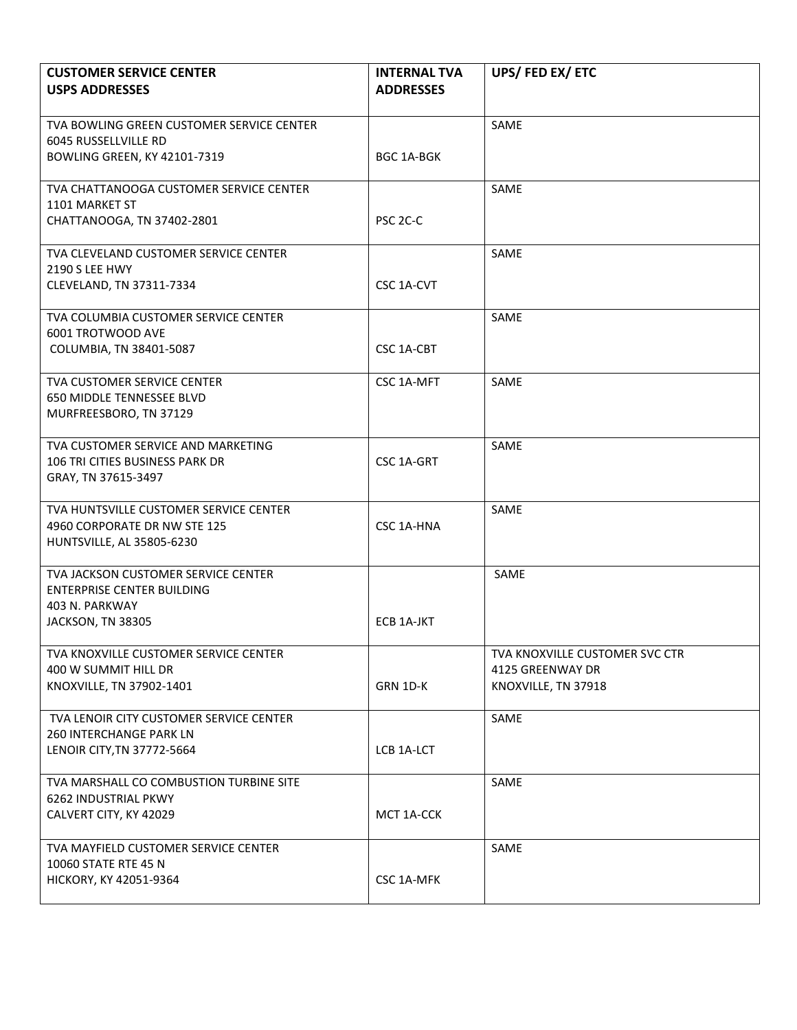| CUSTOMER SERVICE CENTER<br>USPS ADDRESSES | INTERNAL TVA ADDRESSES | UPS/ FED EX/ ETC |
|---|---|---|
| TVA BOWLING GREEN CUSTOMER SERVICE CENTER<br>6045 RUSSELLVILLE RD<br>BOWLING GREEN, KY 42101-7319 | BGC 1A-BGK | SAME |
| TVA CHATTANOOGA CUSTOMER SERVICE CENTER<br>1101 MARKET ST<br>CHATTANOOGA, TN 37402-2801 | PSC 2C-C | SAME |
| TVA CLEVELAND CUSTOMER SERVICE CENTER<br>2190 S LEE HWY<br>CLEVELAND, TN 37311-7334 | CSC 1A-CVT | SAME |
| TVA COLUMBIA CUSTOMER SERVICE CENTER<br>6001 TROTWOOD AVE<br>COLUMBIA, TN 38401-5087 | CSC 1A-CBT | SAME |
| TVA CUSTOMER SERVICE CENTER<br>650 MIDDLE TENNESSEE BLVD<br>MURFREESBORO, TN 37129 | CSC 1A-MFT | SAME |
| TVA CUSTOMER SERVICE AND MARKETING<br>106 TRI CITIES BUSINESS PARK DR<br>GRAY, TN 37615-3497 | CSC 1A-GRT | SAME |
| TVA HUNTSVILLE CUSTOMER SERVICE CENTER<br>4960 CORPORATE DR NW STE 125<br>HUNTSVILLE, AL 35805-6230 | CSC 1A-HNA | SAME |
| TVA JACKSON CUSTOMER SERVICE CENTER<br>ENTERPRISE CENTER BUILDING<br>403 N. PARKWAY<br>JACKSON, TN 38305 | ECB 1A-JKT | SAME |
| TVA KNOXVILLE CUSTOMER SERVICE CENTER<br>400 W SUMMIT HILL DR<br>KNOXVILLE, TN 37902-1401 | GRN 1D-K | TVA KNOXVILLE CUSTOMER SVC CTR<br>4125 GREENWAY DR<br>KNOXVILLE, TN 37918 |
| TVA LENOIR CITY CUSTOMER SERVICE CENTER<br>260 INTERCHANGE PARK LN<br>LENOIR CITY,TN 37772-5664 | LCB 1A-LCT | SAME |
| TVA MARSHALL CO COMBUSTION TURBINE SITE<br>6262 INDUSTRIAL PKWY<br>CALVERT CITY, KY 42029 | MCT 1A-CCK | SAME |
| TVA MAYFIELD CUSTOMER SERVICE CENTER<br>10060 STATE RTE 45 N<br>HICKORY, KY 42051-9364 | CSC 1A-MFK | SAME |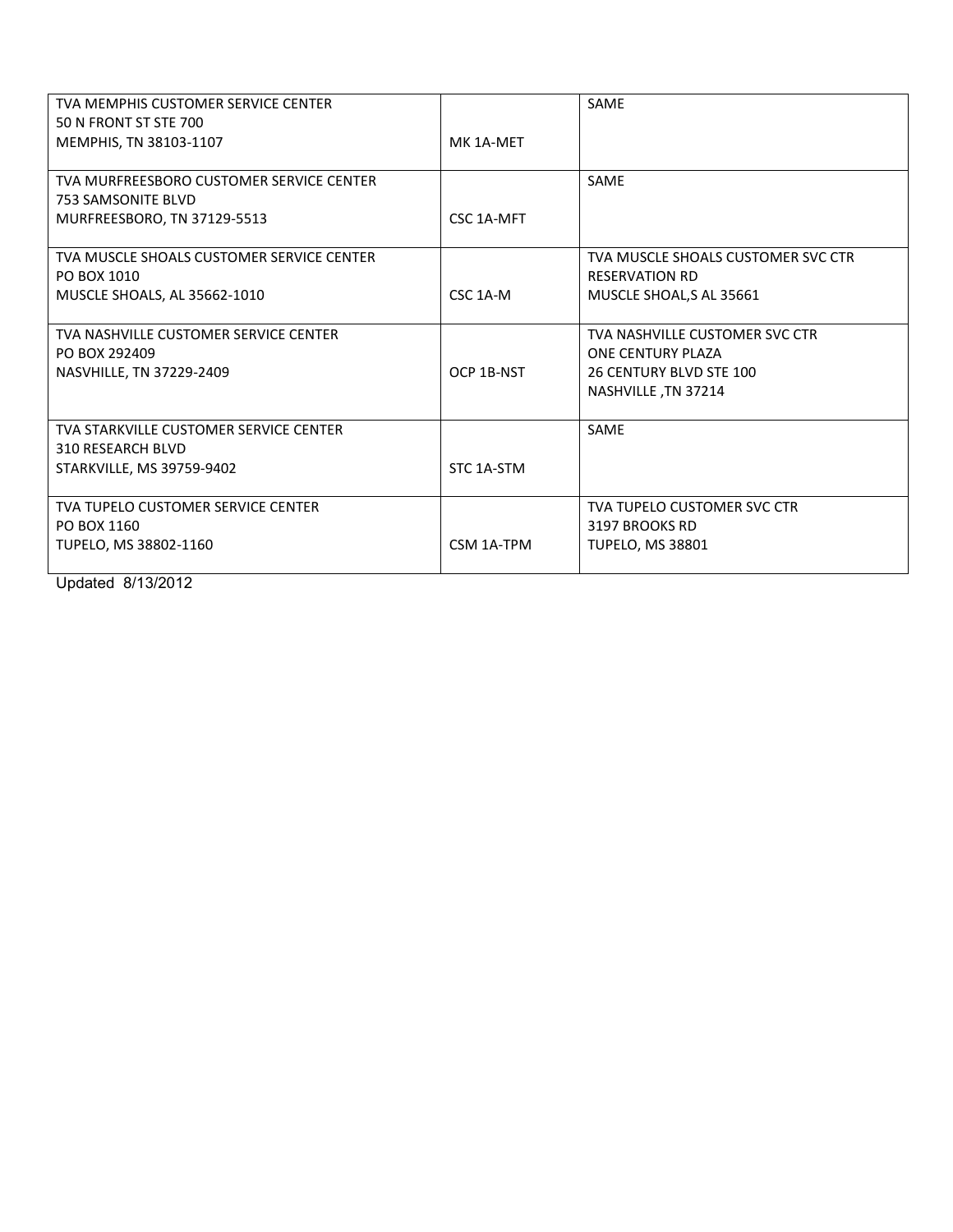| | | |
|---|---|---|
| TVA MEMPHIS CUSTOMER SERVICE CENTER<br>50 N FRONT ST STE 700<br>MEMPHIS, TN 38103-1107 | MK 1A-MET | SAME |
| TVA MURFREESBORO CUSTOMER SERVICE CENTER<br>753 SAMSONITE BLVD<br>MURFREESBORO, TN 37129-5513 | CSC 1A-MFT | SAME |
| TVA MUSCLE SHOALS CUSTOMER SERVICE CENTER<br>PO BOX 1010<br>MUSCLE SHOALS, AL 35662-1010 | CSC 1A-M | TVA MUSCLE SHOALS CUSTOMER SVC CTR<br>RESERVATION RD<br>MUSCLE SHOAL,S AL 35661 |
| TVA NASHVILLE CUSTOMER SERVICE CENTER<br>PO BOX 292409<br>NASVHILLE, TN 37229-2409 | OCP 1B-NST | TVA NASHVILLE CUSTOMER SVC CTR<br>ONE CENTURY PLAZA<br>26 CENTURY BLVD STE 100<br>NASHVILLE ,TN 37214 |
| TVA STARKVILLE CUSTOMER SERVICE CENTER<br>310 RESEARCH BLVD<br>STARKVILLE, MS 39759-9402 | STC 1A-STM | SAME |
| TVA TUPELO CUSTOMER SERVICE CENTER<br>PO BOX 1160<br>TUPELO, MS 38802-1160 | CSM 1A-TPM | TVA TUPELO CUSTOMER SVC CTR<br>3197 BROOKS RD<br>TUPELO, MS 38801 |

Updated 8/13/2012